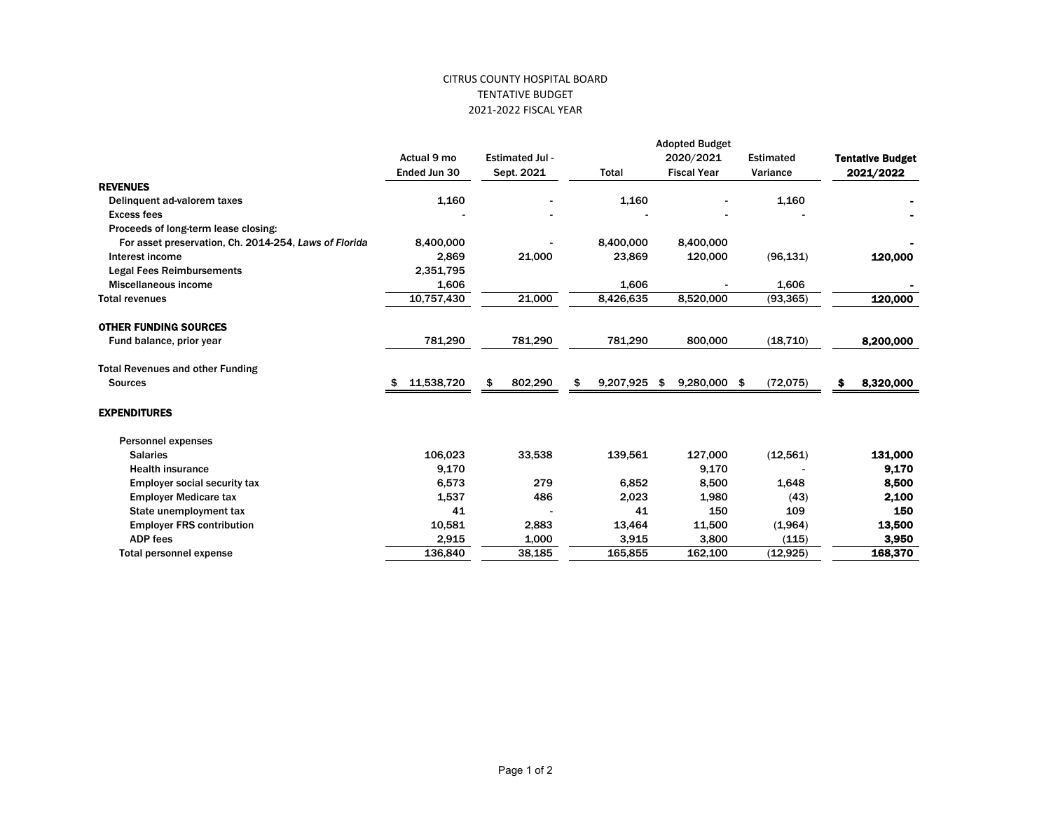CITRUS COUNTY HOSPITAL BOARD
TENTATIVE BUDGET
2021-2022 FISCAL YEAR

| | Actual 9 mo Ended Jun 30 | Estimated Jul - Sept. 2021 | Total | Adopted Budget 2020/2021 Fiscal Year | Estimated Variance | **Tentative Budget 2021/2022** |
|---|---|---|---|---|---|---|
| **REVENUES** | | | | | | |
| Delinquent ad-valorem taxes | 1,160 | - | 1,160 | - | 1,160 | **-** |
| Excess fees | - | - | - | - | - | **-** |
| Proceeds of long-term lease closing: | | | | | | |
| For asset preservation, Ch. 2014-254, *Laws of Florida* | 8,400,000 | - | 8,400,000 | 8,400,000 | | **-** |
| Interest income | 2,869 | 21,000 | 23,869 | 120,000 | (96,131) | **120,000** |
| Legal Fees Reimbursements | 2,351,795 | | | | | |
| Miscellaneous income | 1,606 | | 1,606 | - | 1,606 | **-** |
| Total revenues | 10,757,430 | 21,000 | 8,426,635 | 8,520,000 | (93,365) | **120,000** |
| **OTHER FUNDING SOURCES** | | | | | | |
| Fund balance, prior year | 781,290 | 781,290 | 781,290 | 800,000 | (18,710) | **8,200,000** |
| Total Revenues and other Funding Sources | $ 11,538,720 | $ 802,290 | $ 9,207,925 | $ 9,280,000 | $ (72,075) | **$ 8,320,000** |
| **EXPENDITURES** | | | | | | |
| Personnel expenses | | | | | | |
| Salaries | 106,023 | 33,538 | 139,561 | 127,000 | (12,561) | **131,000** |
| Health insurance | 9,170 | | | 9,170 | - | **9,170** |
| Employer social security tax | 6,573 | 279 | 6,852 | 8,500 | 1,648 | **8,500** |
| Employer Medicare tax | 1,537 | 486 | 2,023 | 1,980 | (43) | **2,100** |
| State unemployment tax | 41 | - | 41 | 150 | 109 | **150** |
| Employer FRS contribution | 10,581 | 2,883 | 13,464 | 11,500 | (1,964) | **13,500** |
| ADP fees | 2,915 | 1,000 | 3,915 | 3,800 | (115) | **3,950** |
| Total personnel expense | 136,840 | 38,185 | 165,855 | 162,100 | (12,925) | **168,370** |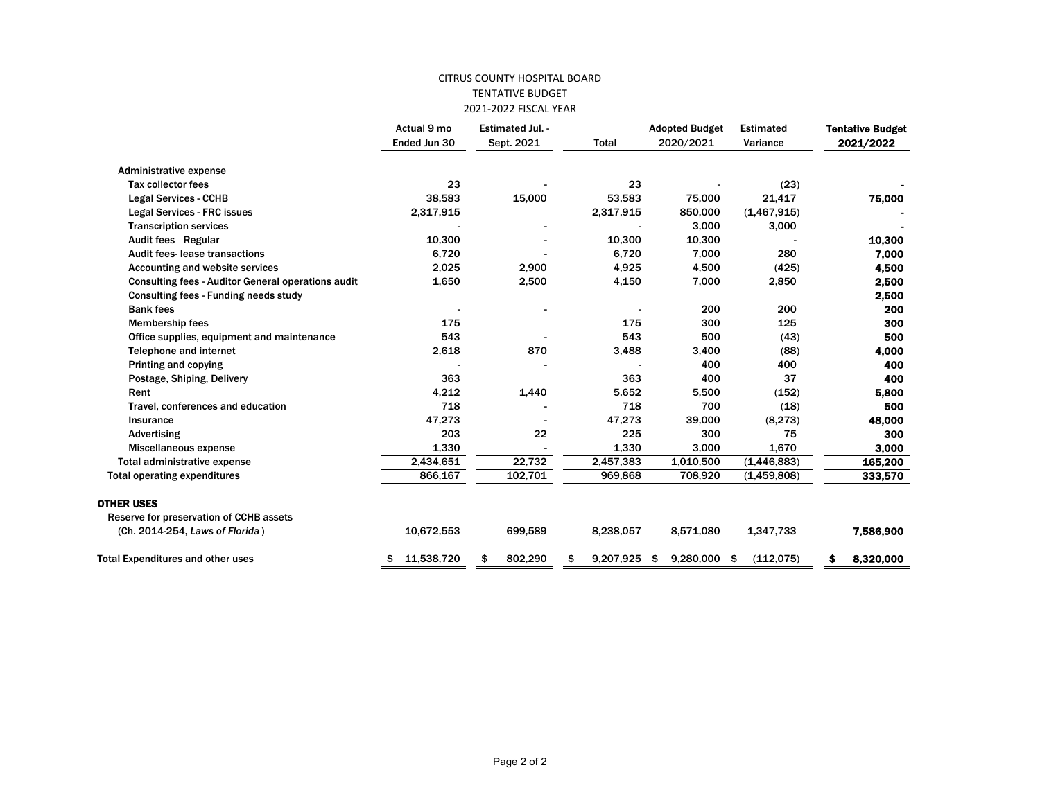CITRUS COUNTY HOSPITAL BOARD
TENTATIVE BUDGET
2021-2022 FISCAL YEAR

| | Actual 9 mo Ended Jun 30 | Estimated Jul. - Sept. 2021 | Total | Adopted Budget 2020/2021 | Estimated Variance | **Tentative Budget 2021/2022** |
|---|---|---|---|---|---|---|
| Administrative expense | | | | | | |
| Tax collector fees | 23 | - | 23 | - | (23) | **-** |
| Legal Services - CCHB | 38,583 | 15,000 | 53,583 | 75,000 | 21,417 | **75,000** |
| Legal Services - FRC issues | 2,317,915 | | 2,317,915 | 850,000 | (1,467,915) | **-** |
| Transcription services | - | - | - | 3,000 | 3,000 | **-** |
| Audit fees Regular | 10,300 | - | 10,300 | 10,300 | - | **10,300** |
| Audit fees- lease transactions | 6,720 | - | 6,720 | 7,000 | 280 | **7,000** |
| Accounting and website services | 2,025 | 2,900 | 4,925 | 4,500 | (425) | **4,500** |
| Consulting fees - Auditor General operations audit | 1,650 | 2,500 | 4,150 | 7,000 | 2,850 | **2,500** |
| Consulting fees - Funding needs study | | | | | | **2,500** |
| Bank fees | - | - | - | 200 | 200 | **200** |
| Membership fees | 175 | | 175 | 300 | 125 | **300** |
| Office supplies, equipment and maintenance | 543 | - | 543 | 500 | (43) | **500** |
| Telephone and internet | 2,618 | 870 | 3,488 | 3,400 | (88) | **4,000** |
| Printing and copying | - | - | - | 400 | 400 | **400** |
| Postage, Shiping, Delivery | 363 | | 363 | 400 | 37 | **400** |
| Rent | 4,212 | 1,440 | 5,652 | 5,500 | (152) | **5,800** |
| Travel, conferences and education | 718 | - | 718 | 700 | (18) | **500** |
| Insurance | 47,273 | - | 47,273 | 39,000 | (8,273) | **48,000** |
| Advertising | 203 | 22 | 225 | 300 | 75 | **300** |
| Miscellaneous expense | 1,330 | - | 1,330 | 3,000 | 1,670 | **3,000** |
| Total administrative expense | 2,434,651 | 22,732 | 2,457,383 | 1,010,500 | (1,446,883) | **165,200** |
| Total operating expenditures | 866,167 | 102,701 | 969,868 | 708,920 | (1,459,808) | **333,570** |
| **OTHER USES** | | | | | | |
| Reserve for preservation of CCHB assets (Ch. 2014-254, *Laws of Florida*) | 10,672,553 | 699,589 | 8,238,057 | 8,571,080 | 1,347,733 | **7,586,900** |
| Total Expenditures and other uses | $ 11,538,720 | $ 802,290 | $ 9,207,925 | $ 9,280,000 | $ (112,075) | **$ 8,320,000** |